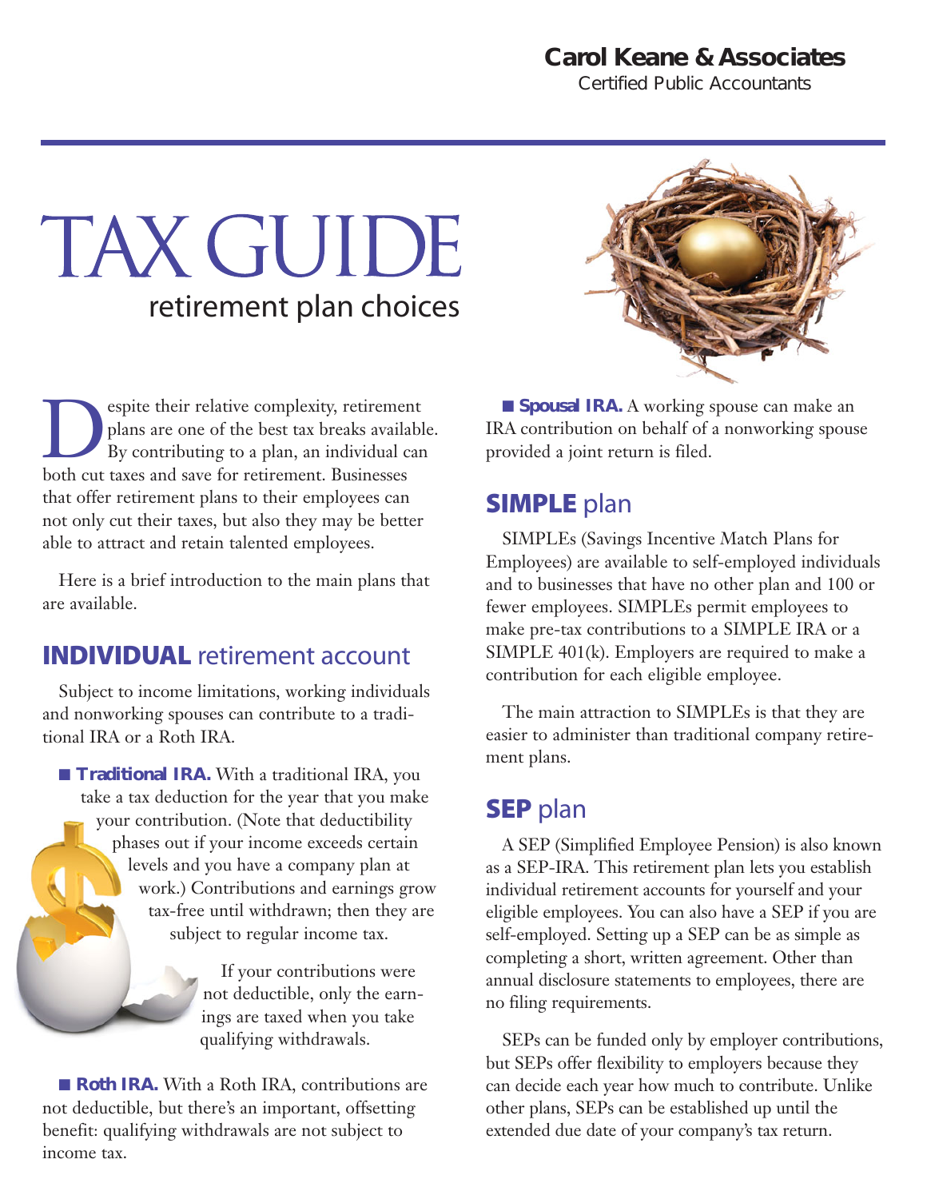Carol Keane & Associates
Certified Public Accountants

# TAX GUIDE

## retirement plan choices

Despite their relative complexity, retirement plans are one of the best tax breaks available. By contributing to a plan, an individual can both cut taxes and save for retirement. Businesses that offer retirement plans to their employees can not only cut their taxes, but also they may be better able to attract and retain talented employees.

Here is a brief introduction to the main plans that are available.

## INDIVIDUAL retirement account

Subject to income limitations, working individuals and nonworking spouses can contribute to a traditional IRA or a Roth IRA.

- **Traditional IRA.** With a traditional IRA, you take a tax deduction for the year that you make your contribution. (Note that deductibility phases out if your income exceeds certain levels and you have a company plan at work.) Contributions and earnings grow tax-free until withdrawn; then they are subject to regular income tax.

  If your contributions were not deductible, only the earnings are taxed when you take qualifying withdrawals.

- **Roth IRA.** With a Roth IRA, contributions are not deductible, but there's an important, offsetting benefit: qualifying withdrawals are not subject to income tax.

- **Spousal IRA.** A working spouse can make an IRA contribution on behalf of a nonworking spouse provided a joint return is filed.

## SIMPLE plan

SIMPLEs (Savings Incentive Match Plans for Employees) are available to self-employed individuals and to businesses that have no other plan and 100 or fewer employees. SIMPLEs permit employees to make pre-tax contributions to a SIMPLE IRA or a SIMPLE 401(k). Employers are required to make a contribution for each eligible employee.

The main attraction to SIMPLEs is that they are easier to administer than traditional company retirement plans.

## SEP plan

A SEP (Simplified Employee Pension) is also known as a SEP-IRA. This retirement plan lets you establish individual retirement accounts for yourself and your eligible employees. You can also have a SEP if you are self-employed. Setting up a SEP can be as simple as completing a short, written agreement. Other than annual disclosure statements to employees, there are no filing requirements.

SEPs can be funded only by employer contributions, but SEPs offer flexibility to employers because they can decide each year how much to contribute. Unlike other plans, SEPs can be established up until the extended due date of your company's tax return.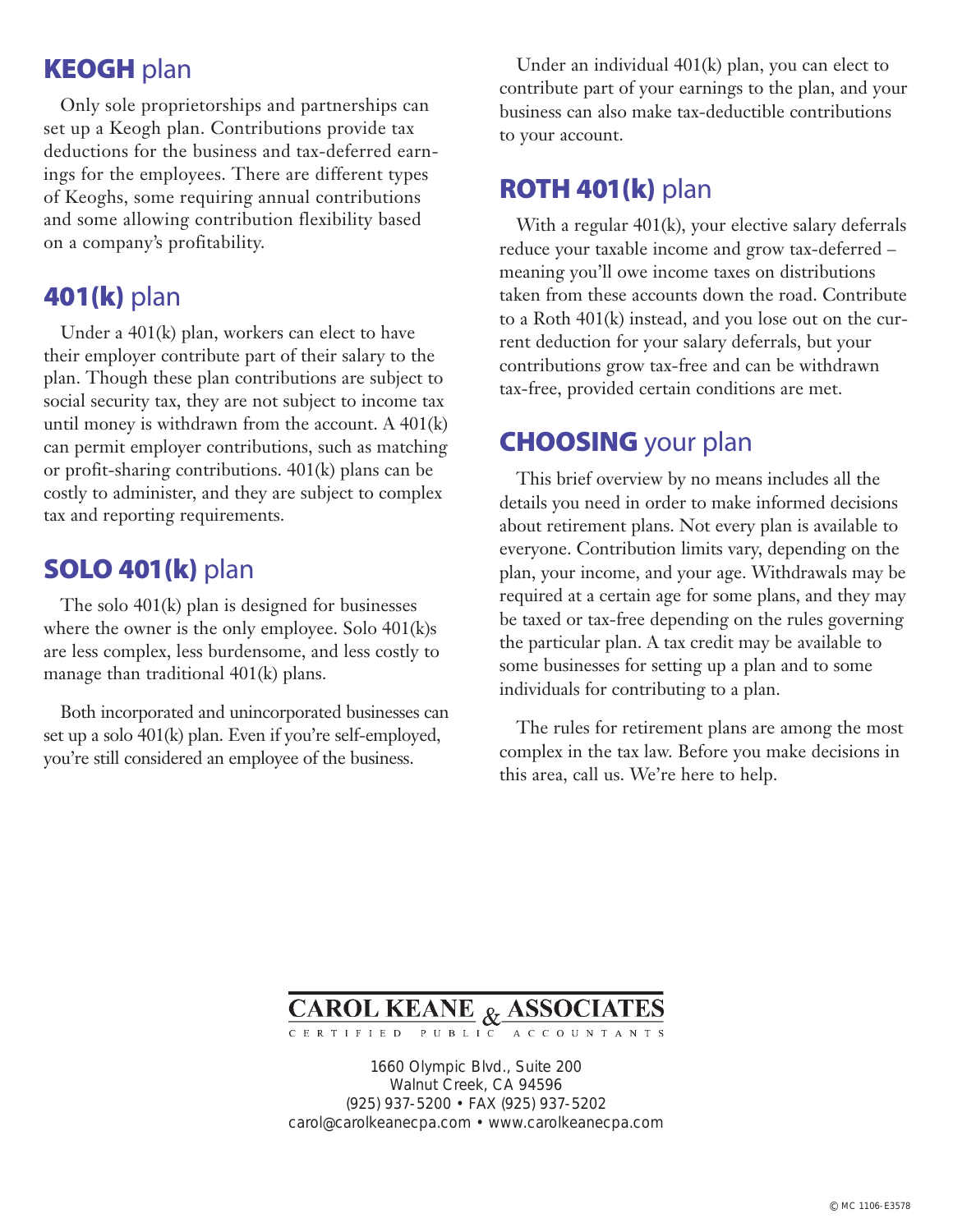## KEOGH plan

Only sole proprietorships and partnerships can set up a Keogh plan. Contributions provide tax deductions for the business and tax-deferred earnings for the employees. There are different types of Keoghs, some requiring annual contributions and some allowing contribution flexibility based on a company's profitability.

## 401(k) plan

Under a 401(k) plan, workers can elect to have their employer contribute part of their salary to the plan. Though these plan contributions are subject to social security tax, they are not subject to income tax until money is withdrawn from the account. A 401(k) can permit employer contributions, such as matching or profit-sharing contributions. 401(k) plans can be costly to administer, and they are subject to complex tax and reporting requirements.

## SOLO 401(k) plan

The solo 401(k) plan is designed for businesses where the owner is the only employee. Solo 401(k)s are less complex, less burdensome, and less costly to manage than traditional 401(k) plans.

Both incorporated and unincorporated businesses can set up a solo 401(k) plan. Even if you're self-employed, you're still considered an employee of the business.

Under an individual 401(k) plan, you can elect to contribute part of your earnings to the plan, and your business can also make tax-deductible contributions to your account.

## ROTH 401(k) plan

With a regular 401(k), your elective salary deferrals reduce your taxable income and grow tax-deferred – meaning you'll owe income taxes on distributions taken from these accounts down the road. Contribute to a Roth 401(k) instead, and you lose out on the current deduction for your salary deferrals, but your contributions grow tax-free and can be withdrawn tax-free, provided certain conditions are met.

## CHOOSING your plan

This brief overview by no means includes all the details you need in order to make informed decisions about retirement plans. Not every plan is available to everyone. Contribution limits vary, depending on the plan, your income, and your age. Withdrawals may be required at a certain age for some plans, and they may be taxed or tax-free depending on the rules governing the particular plan. A tax credit may be available to some businesses for setting up a plan and to some individuals for contributing to a plan.

The rules for retirement plans are among the most complex in the tax law. Before you make decisions in this area, call us. We're here to help.

**CAROL KEANE & ASSOCIATES**
CERTIFIED PUBLIC ACCOUNTANTS

1660 Olympic Blvd., Suite 200
Walnut Creek, CA 94596
(925) 937-5200 • FAX (925) 937-5202
carol@carolkeanecpa.com • www.carolkeanecpa.com

© MC 1106-E3578